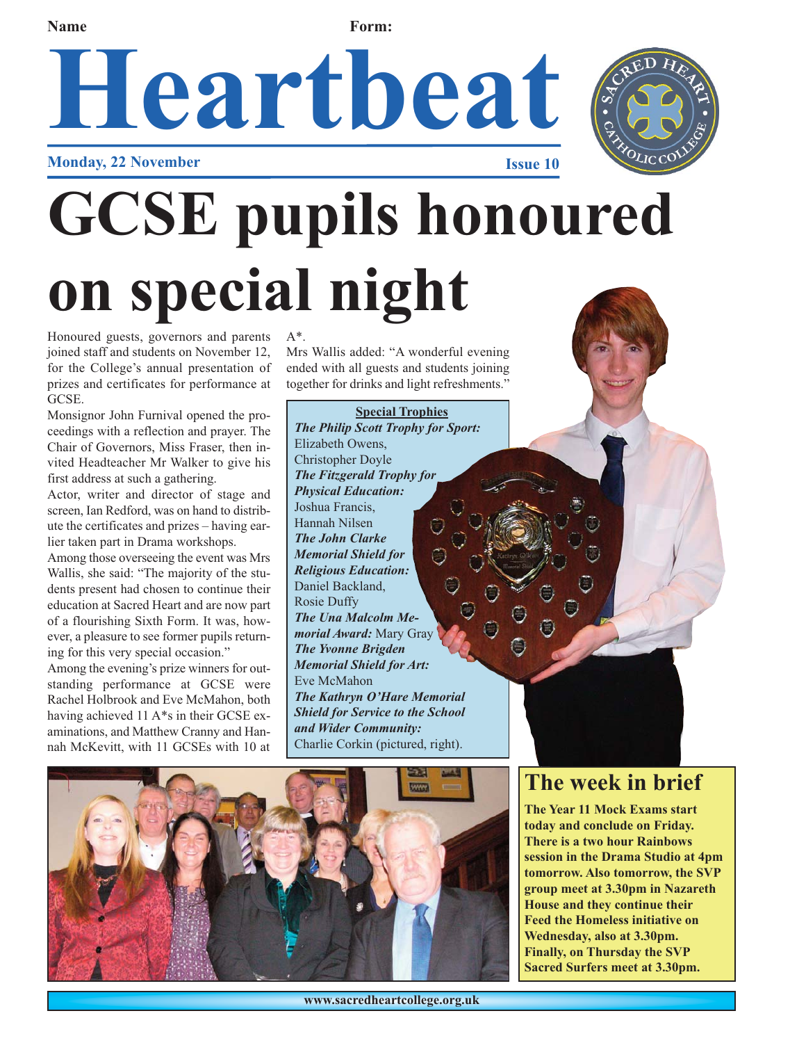Name Form:

# Heartbeat

**Monday, 22 November** **Issue 10**

# GCSE pupils honoured on special night

Honoured guests, governors and parents joined staff and students on November 12, for the College's annual presentation of prizes and certificates for performance at GCSE.

Monsignor John Furnival opened the proceedings with a reflection and prayer. The Chair of Governors, Miss Fraser, then invited Headteacher Mr Walker to give his first address at such a gathering.

Actor, writer and director of stage and screen, Ian Redford, was on hand to distribute the certificates and prizes – having earlier taken part in Drama workshops.

Among those overseeing the event was Mrs Wallis, she said: "The majority of the students present had chosen to continue their education at Sacred Heart and are now part of a flourishing Sixth Form. It was, however, a pleasure to see former pupils returning for this very special occasion."

Among the evening's prize winners for outstanding performance at GCSE were Rachel Holbrook and Eve McMahon, both having achieved 11 A*s in their GCSE examinations, and Matthew Cranny and Hannah McKevitt, with 11 GCSEs with 10 at A*.

Mrs Wallis added: "A wonderful evening ended with all guests and students joining together for drinks and light refreshments."

**Special Trophies**

***The Philip Scott Trophy for Sport:*** Elizabeth Owens, Christopher Doyle

***The Fitzgerald Trophy for Physical Education:*** Joshua Francis, Hannah Nilsen

***The John Clarke Memorial Shield for Religious Education:*** Daniel Backland, Rosie Duffy

***The Una Malcolm Memorial Award:*** Mary Gray

***The Yvonne Brigden Memorial Shield for Art:*** Eve McMahon

***The Kathryn O'Hare Memorial Shield for Service to the School and Wider Community:*** Charlie Corkin (pictured, right).

## The week in brief

**The Year 11 Mock Exams start today and conclude on Friday. There is a two hour Rainbows session in the Drama Studio at 4pm tomorrow. Also tomorrow, the SVP group meet at 3.30pm in Nazareth House and they continue their Feed the Homeless initiative on Wednesday, also at 3.30pm. Finally, on Thursday the SVP Sacred Surfers meet at 3.30pm.**

www.sacredheartcollege.org.uk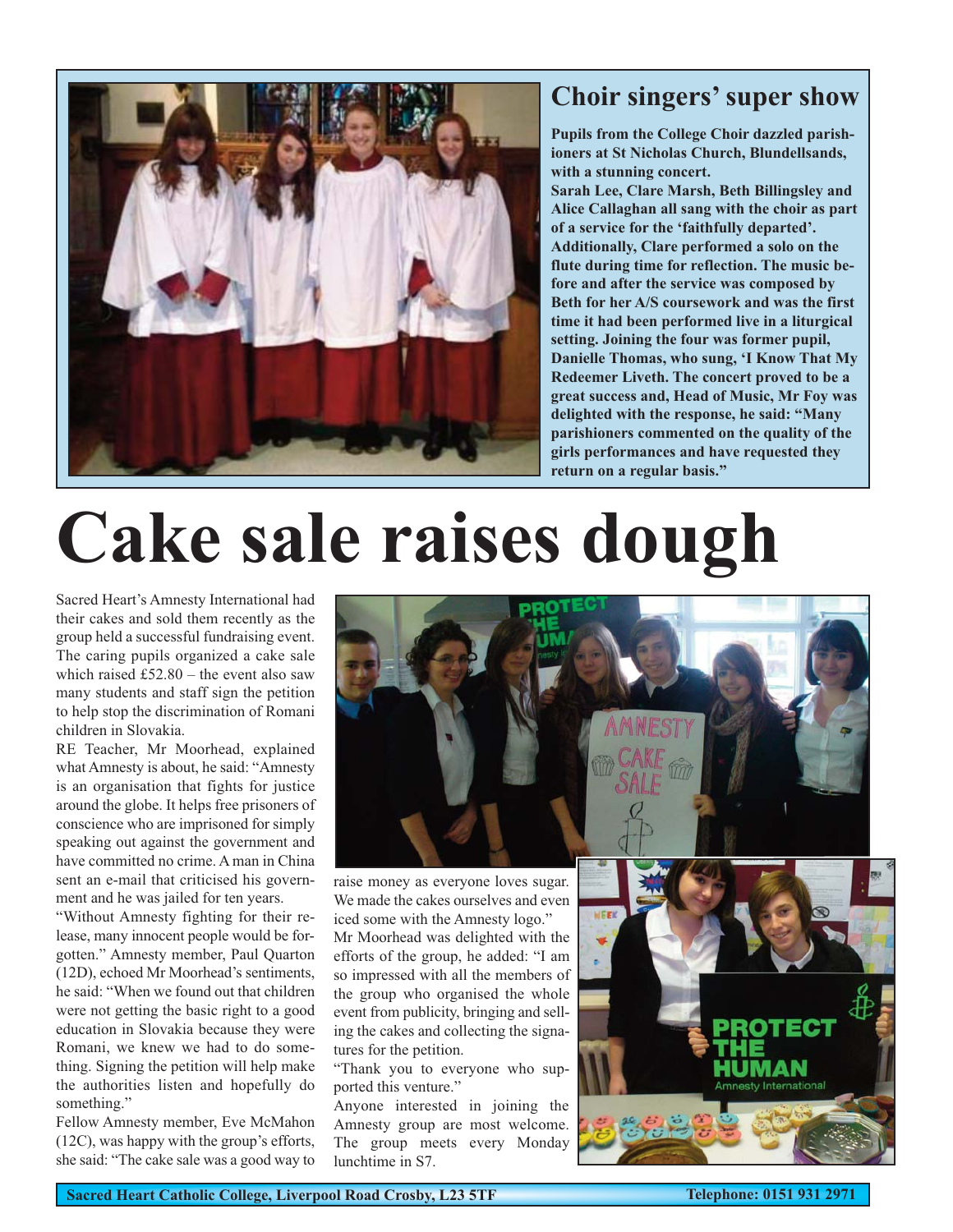## Choir singers' super show

**Pupils from the College Choir dazzled parishioners at St Nicholas Church, Blundellsands, with a stunning concert.**
**Sarah Lee, Clare Marsh, Beth Billingsley and Alice Callaghan all sang with the choir as part of a service for the 'faithfully departed'. Additionally, Clare performed a solo on the flute during time for reflection. The music before and after the service was composed by Beth for her A/S coursework and was the first time it had been performed live in a liturgical setting. Joining the four was former pupil, Danielle Thomas, who sung, 'I Know That My Redeemer Liveth. The concert proved to be a great success and, Head of Music, Mr Foy was delighted with the response, he said: "Many parishioners commented on the quality of the girls performances and have requested they return on a regular basis."**

# Cake sale raises dough

Sacred Heart's Amnesty International had their cakes and sold them recently as the group held a successful fundraising event. The caring pupils organized a cake sale which raised £52.80 – the event also saw many students and staff sign the petition to help stop the discrimination of Romani children in Slovakia.

RE Teacher, Mr Moorhead, explained what Amnesty is about, he said: "Amnesty is an organisation that fights for justice around the globe. It helps free prisoners of conscience who are imprisoned for simply speaking out against the government and have committed no crime. A man in China sent an e-mail that criticised his government and he was jailed for ten years.

"Without Amnesty fighting for their release, many innocent people would be forgotten." Amnesty member, Paul Quarton (12D), echoed Mr Moorhead's sentiments, he said: "When we found out that children were not getting the basic right to a good education in Slovakia because they were Romani, we knew we had to do something. Signing the petition will help make the authorities listen and hopefully do something."

Fellow Amnesty member, Eve McMahon (12C), was happy with the group's efforts, she said: "The cake sale was a good way to raise money as everyone loves sugar. We made the cakes ourselves and even iced some with the Amnesty logo."

Mr Moorhead was delighted with the efforts of the group, he added: "I am so impressed with all the members of the group who organised the whole event from publicity, bringing and selling the cakes and collecting the signatures for the petition.

"Thank you to everyone who supported this venture."

Anyone interested in joining the Amnesty group are most welcome. The group meets every Monday lunchtime in S7.

**Sacred Heart Catholic College, Liverpool Road Crosby, L23 5TF** **Telephone: 0151 931 2971**